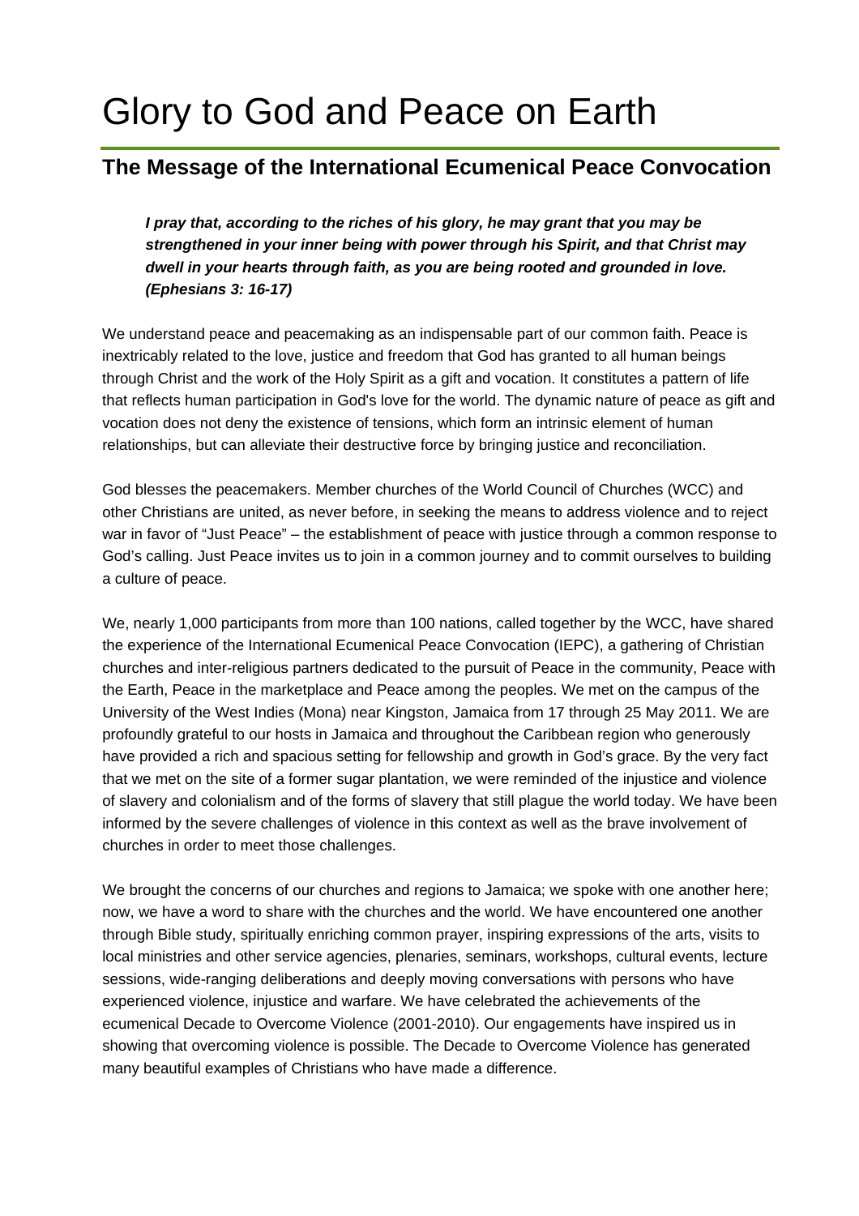# Glory to God and Peace on Earth

## The Message of the International Ecumenical Peace Convocation

> ***I pray that, according to the riches of his glory, he may grant that you may be strengthened in your inner being with power through his Spirit, and that Christ may dwell in your hearts through faith, as you are being rooted and grounded in love. (Ephesians 3: 16-17)***

We understand peace and peacemaking as an indispensable part of our common faith. Peace is inextricably related to the love, justice and freedom that God has granted to all human beings through Christ and the work of the Holy Spirit as a gift and vocation. It constitutes a pattern of life that reflects human participation in God's love for the world. The dynamic nature of peace as gift and vocation does not deny the existence of tensions, which form an intrinsic element of human relationships, but can alleviate their destructive force by bringing justice and reconciliation.

God blesses the peacemakers. Member churches of the World Council of Churches (WCC) and other Christians are united, as never before, in seeking the means to address violence and to reject war in favor of "Just Peace" – the establishment of peace with justice through a common response to God's calling. Just Peace invites us to join in a common journey and to commit ourselves to building a culture of peace.

We, nearly 1,000 participants from more than 100 nations, called together by the WCC, have shared the experience of the International Ecumenical Peace Convocation (IEPC), a gathering of Christian churches and inter-religious partners dedicated to the pursuit of Peace in the community, Peace with the Earth, Peace in the marketplace and Peace among the peoples. We met on the campus of the University of the West Indies (Mona) near Kingston, Jamaica from 17 through 25 May 2011. We are profoundly grateful to our hosts in Jamaica and throughout the Caribbean region who generously have provided a rich and spacious setting for fellowship and growth in God's grace. By the very fact that we met on the site of a former sugar plantation, we were reminded of the injustice and violence of slavery and colonialism and of the forms of slavery that still plague the world today. We have been informed by the severe challenges of violence in this context as well as the brave involvement of churches in order to meet those challenges.

We brought the concerns of our churches and regions to Jamaica; we spoke with one another here; now, we have a word to share with the churches and the world. We have encountered one another through Bible study, spiritually enriching common prayer, inspiring expressions of the arts, visits to local ministries and other service agencies, plenaries, seminars, workshops, cultural events, lecture sessions, wide-ranging deliberations and deeply moving conversations with persons who have experienced violence, injustice and warfare. We have celebrated the achievements of the ecumenical Decade to Overcome Violence (2001-2010). Our engagements have inspired us in showing that overcoming violence is possible. The Decade to Overcome Violence has generated many beautiful examples of Christians who have made a difference.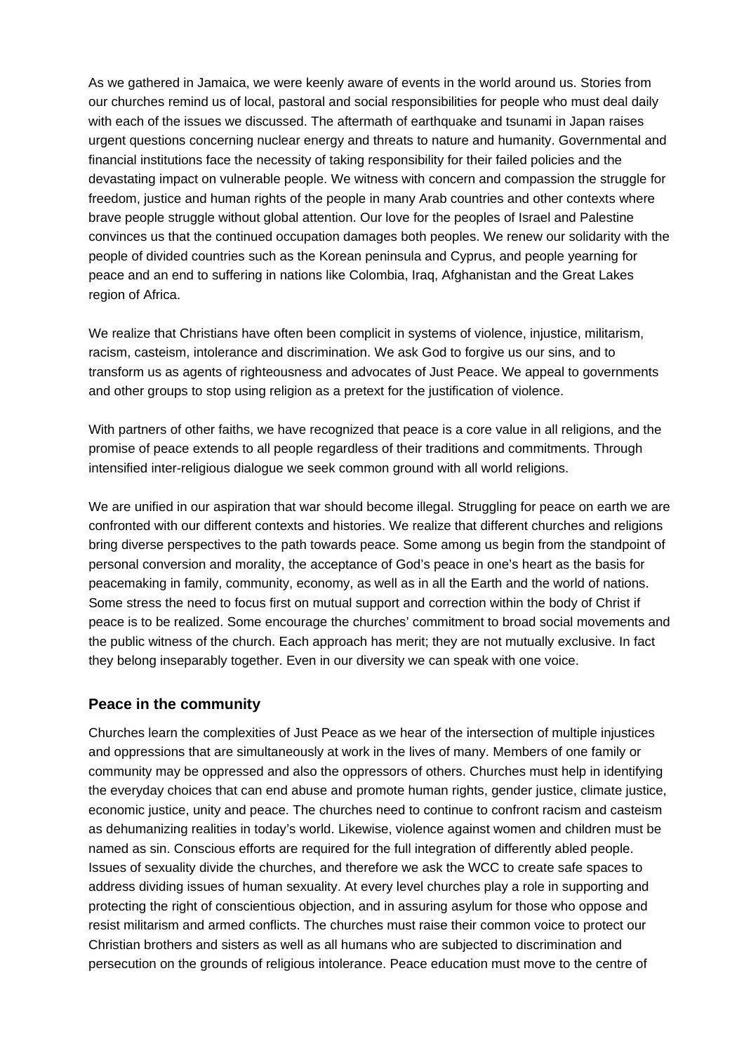As we gathered in Jamaica, we were keenly aware of events in the world around us. Stories from our churches remind us of local, pastoral and social responsibilities for people who must deal daily with each of the issues we discussed. The aftermath of earthquake and tsunami in Japan raises urgent questions concerning nuclear energy and threats to nature and humanity. Governmental and financial institutions face the necessity of taking responsibility for their failed policies and the devastating impact on vulnerable people. We witness with concern and compassion the struggle for freedom, justice and human rights of the people in many Arab countries and other contexts where brave people struggle without global attention. Our love for the peoples of Israel and Palestine convinces us that the continued occupation damages both peoples. We renew our solidarity with the people of divided countries such as the Korean peninsula and Cyprus, and people yearning for peace and an end to suffering in nations like Colombia, Iraq, Afghanistan and the Great Lakes region of Africa.

We realize that Christians have often been complicit in systems of violence, injustice, militarism, racism, casteism, intolerance and discrimination. We ask God to forgive us our sins, and to transform us as agents of righteousness and advocates of Just Peace. We appeal to governments and other groups to stop using religion as a pretext for the justification of violence.

With partners of other faiths, we have recognized that peace is a core value in all religions, and the promise of peace extends to all people regardless of their traditions and commitments. Through intensified inter-religious dialogue we seek common ground with all world religions.

We are unified in our aspiration that war should become illegal. Struggling for peace on earth we are confronted with our different contexts and histories. We realize that different churches and religions bring diverse perspectives to the path towards peace. Some among us begin from the standpoint of personal conversion and morality, the acceptance of God's peace in one's heart as the basis for peacemaking in family, community, economy, as well as in all the Earth and the world of nations. Some stress the need to focus first on mutual support and correction within the body of Christ if peace is to be realized. Some encourage the churches' commitment to broad social movements and the public witness of the church. Each approach has merit; they are not mutually exclusive. In fact they belong inseparably together. Even in our diversity we can speak with one voice.

## Peace in the community

Churches learn the complexities of Just Peace as we hear of the intersection of multiple injustices and oppressions that are simultaneously at work in the lives of many. Members of one family or community may be oppressed and also the oppressors of others. Churches must help in identifying the everyday choices that can end abuse and promote human rights, gender justice, climate justice, economic justice, unity and peace. The churches need to continue to confront racism and casteism as dehumanizing realities in today's world. Likewise, violence against women and children must be named as sin. Conscious efforts are required for the full integration of differently abled people. Issues of sexuality divide the churches, and therefore we ask the WCC to create safe spaces to address dividing issues of human sexuality. At every level churches play a role in supporting and protecting the right of conscientious objection, and in assuring asylum for those who oppose and resist militarism and armed conflicts. The churches must raise their common voice to protect our Christian brothers and sisters as well as all humans who are subjected to discrimination and persecution on the grounds of religious intolerance. Peace education must move to the centre of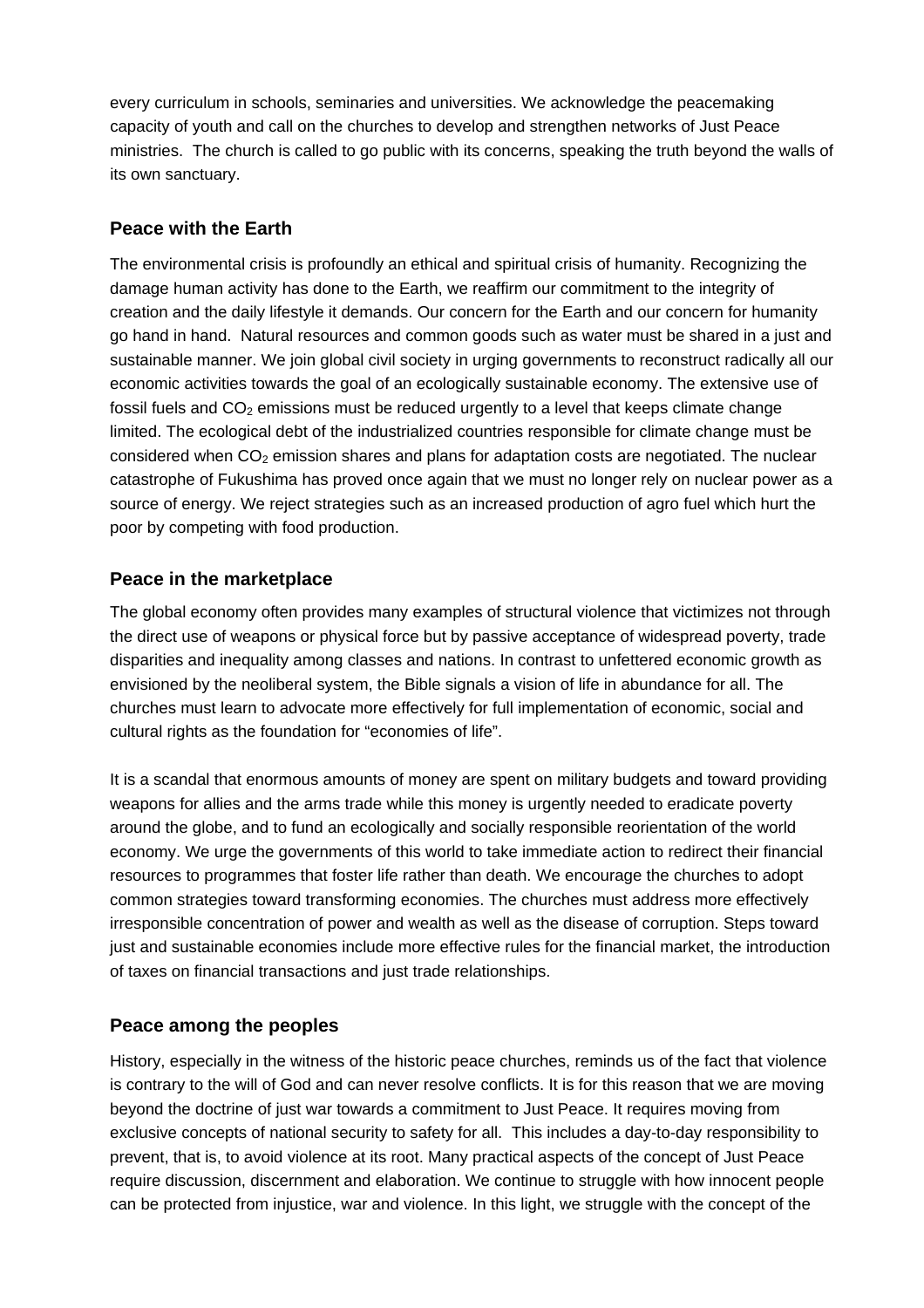every curriculum in schools, seminaries and universities. We acknowledge the peacemaking capacity of youth and call on the churches to develop and strengthen networks of Just Peace ministries. The church is called to go public with its concerns, speaking the truth beyond the walls of its own sanctuary.

## Peace with the Earth

The environmental crisis is profoundly an ethical and spiritual crisis of humanity. Recognizing the damage human activity has done to the Earth, we reaffirm our commitment to the integrity of creation and the daily lifestyle it demands. Our concern for the Earth and our concern for humanity go hand in hand. Natural resources and common goods such as water must be shared in a just and sustainable manner. We join global civil society in urging governments to reconstruct radically all our economic activities towards the goal of an ecologically sustainable economy. The extensive use of fossil fuels and $CO_2$ emissions must be reduced urgently to a level that keeps climate change limited. The ecological debt of the industrialized countries responsible for climate change must be considered when $CO_2$ emission shares and plans for adaptation costs are negotiated. The nuclear catastrophe of Fukushima has proved once again that we must no longer rely on nuclear power as a source of energy. We reject strategies such as an increased production of agro fuel which hurt the poor by competing with food production.

## Peace in the marketplace

The global economy often provides many examples of structural violence that victimizes not through the direct use of weapons or physical force but by passive acceptance of widespread poverty, trade disparities and inequality among classes and nations. In contrast to unfettered economic growth as envisioned by the neoliberal system, the Bible signals a vision of life in abundance for all. The churches must learn to advocate more effectively for full implementation of economic, social and cultural rights as the foundation for "economies of life".

It is a scandal that enormous amounts of money are spent on military budgets and toward providing weapons for allies and the arms trade while this money is urgently needed to eradicate poverty around the globe, and to fund an ecologically and socially responsible reorientation of the world economy. We urge the governments of this world to take immediate action to redirect their financial resources to programmes that foster life rather than death. We encourage the churches to adopt common strategies toward transforming economies. The churches must address more effectively irresponsible concentration of power and wealth as well as the disease of corruption. Steps toward just and sustainable economies include more effective rules for the financial market, the introduction of taxes on financial transactions and just trade relationships.

## Peace among the peoples

History, especially in the witness of the historic peace churches, reminds us of the fact that violence is contrary to the will of God and can never resolve conflicts. It is for this reason that we are moving beyond the doctrine of just war towards a commitment to Just Peace. It requires moving from exclusive concepts of national security to safety for all. This includes a day-to-day responsibility to prevent, that is, to avoid violence at its root. Many practical aspects of the concept of Just Peace require discussion, discernment and elaboration. We continue to struggle with how innocent people can be protected from injustice, war and violence. In this light, we struggle with the concept of the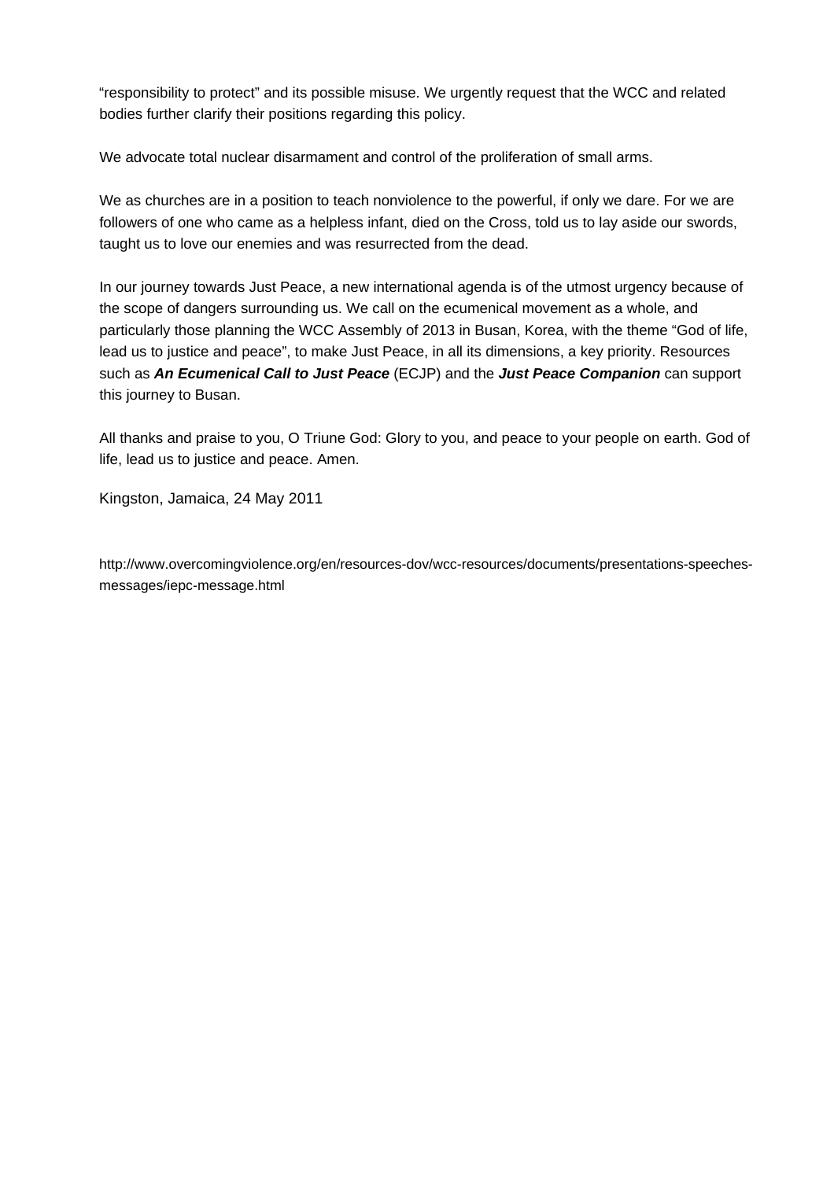"responsibility to protect" and its possible misuse. We urgently request that the WCC and related bodies further clarify their positions regarding this policy.

We advocate total nuclear disarmament and control of the proliferation of small arms.

We as churches are in a position to teach nonviolence to the powerful, if only we dare. For we are followers of one who came as a helpless infant, died on the Cross, told us to lay aside our swords, taught us to love our enemies and was resurrected from the dead.

In our journey towards Just Peace, a new international agenda is of the utmost urgency because of the scope of dangers surrounding us. We call on the ecumenical movement as a whole, and particularly those planning the WCC Assembly of 2013 in Busan, Korea, with the theme "God of life, lead us to justice and peace", to make Just Peace, in all its dimensions, a key priority. Resources such as ***An Ecumenical Call to Just Peace*** (ECJP) and the ***Just Peace Companion*** can support this journey to Busan.

All thanks and praise to you, O Triune God: Glory to you, and peace to your people on earth. God of life, lead us to justice and peace. Amen.

Kingston, Jamaica, 24 May 2011

http://www.overcomingviolence.org/en/resources-dov/wcc-resources/documents/presentations-speeches-messages/iepc-message.html